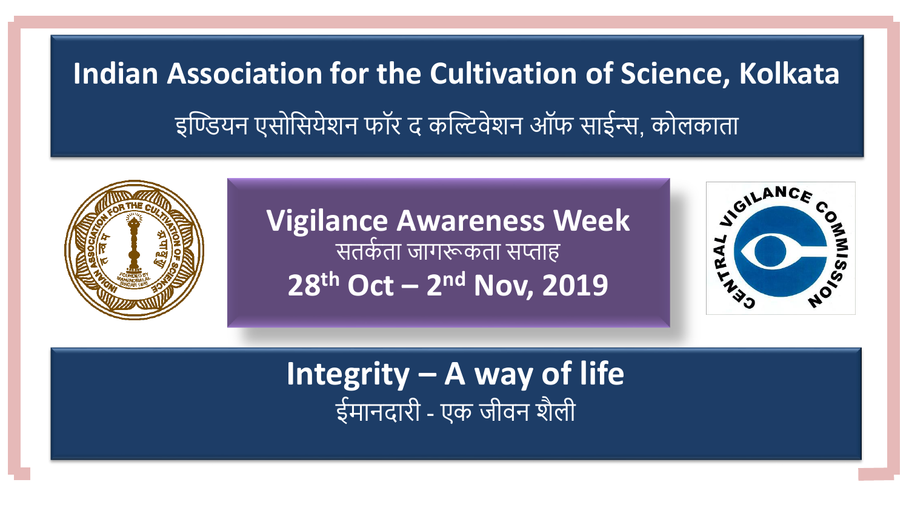# Indian Association for the Cultivation of Science, Kolkata

इण्डियन एसोसियेशन फॉर द कल्टिवेशन ऑफ साईन्स, कोलकाता

## Vigilance Awareness Week

सतर्कता जागरूकता सप्ताह

**28th Oct – 2nd Nov, 2019**

## Integrity – A way of life

ईमानदारी - एक जीवन शैली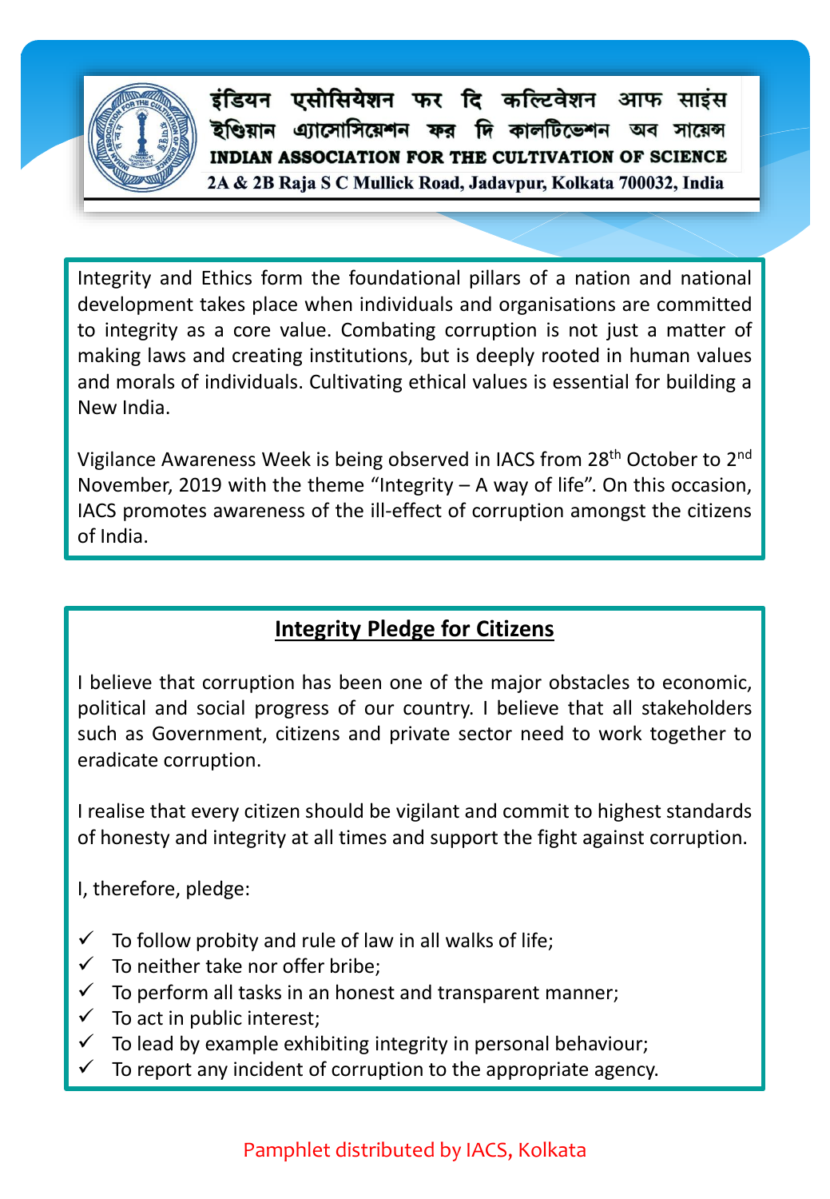इंडियन एसोसियेशन फर दि कल्टिवेशन आफ साइंस

ইণ্ডিয়ান এ্যাসোসিয়েশন ফর দি কালটিভেশন অব সায়েন্স

**INDIAN ASSOCIATION FOR THE CULTIVATION OF SCIENCE**

**2A & 2B Raja S C Mullick Road, Jadavpur, Kolkata 700032, India**

Integrity and Ethics form the foundational pillars of a nation and national development takes place when individuals and organisations are committed to integrity as a core value. Combating corruption is not just a matter of making laws and creating institutions, but is deeply rooted in human values and morals of individuals. Cultivating ethical values is essential for building a New India.

Vigilance Awareness Week is being observed in IACS from 28th October to 2nd November, 2019 with the theme "Integrity – A way of life". On this occasion, IACS promotes awareness of the ill-effect of corruption amongst the citizens of India.

## Integrity Pledge for Citizens

I believe that corruption has been one of the major obstacles to economic, political and social progress of our country. I believe that all stakeholders such as Government, citizens and private sector need to work together to eradicate corruption.

I realise that every citizen should be vigilant and commit to highest standards of honesty and integrity at all times and support the fight against corruption.

I, therefore, pledge:

- ✓ To follow probity and rule of law in all walks of life;
- ✓ To neither take nor offer bribe;
- ✓ To perform all tasks in an honest and transparent manner;
- ✓ To act in public interest;
- ✓ To lead by example exhibiting integrity in personal behaviour;
- ✓ To report any incident of corruption to the appropriate agency.

Pamphlet distributed by IACS, Kolkata